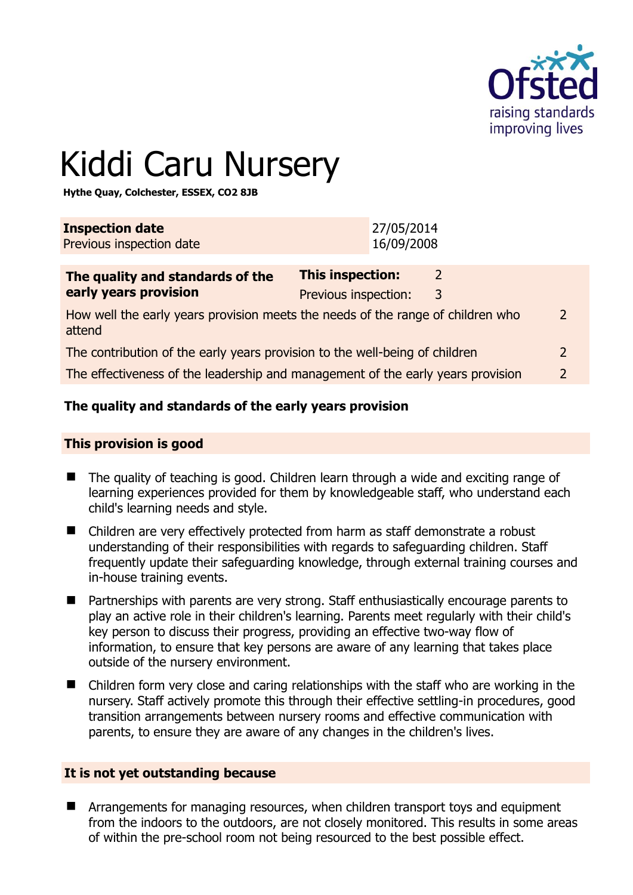# Kiddi Caru Nursery

**Hythe Quay, Colchester, ESSEX, CO2 8JB**

| **Inspection date** | 27/05/2014 |
|---|---|
| Previous inspection date | 16/09/2008 |

| **The quality and standards of the early years provision** | **This inspection:** | 2 |
|---|---|---|
| | Previous inspection: | 3 |
| How well the early years provision meets the needs of the range of children who attend | | 2 |
| The contribution of the early years provision to the well-being of children | | 2 |
| The effectiveness of the leadership and management of the early years provision | | 2 |

## The quality and standards of the early years provision

### This provision is good

- The quality of teaching is good. Children learn through a wide and exciting range of learning experiences provided for them by knowledgeable staff, who understand each child's learning needs and style.
- Children are very effectively protected from harm as staff demonstrate a robust understanding of their responsibilities with regards to safeguarding children. Staff frequently update their safeguarding knowledge, through external training courses and in-house training events.
- Partnerships with parents are very strong. Staff enthusiastically encourage parents to play an active role in their children's learning. Parents meet regularly with their child's key person to discuss their progress, providing an effective two-way flow of information, to ensure that key persons are aware of any learning that takes place outside of the nursery environment.
- Children form very close and caring relationships with the staff who are working in the nursery. Staff actively promote this through their effective settling-in procedures, good transition arrangements between nursery rooms and effective communication with parents, to ensure they are aware of any changes in the children's lives.

### It is not yet outstanding because

- Arrangements for managing resources, when children transport toys and equipment from the indoors to the outdoors, are not closely monitored. This results in some areas of within the pre-school room not being resourced to the best possible effect.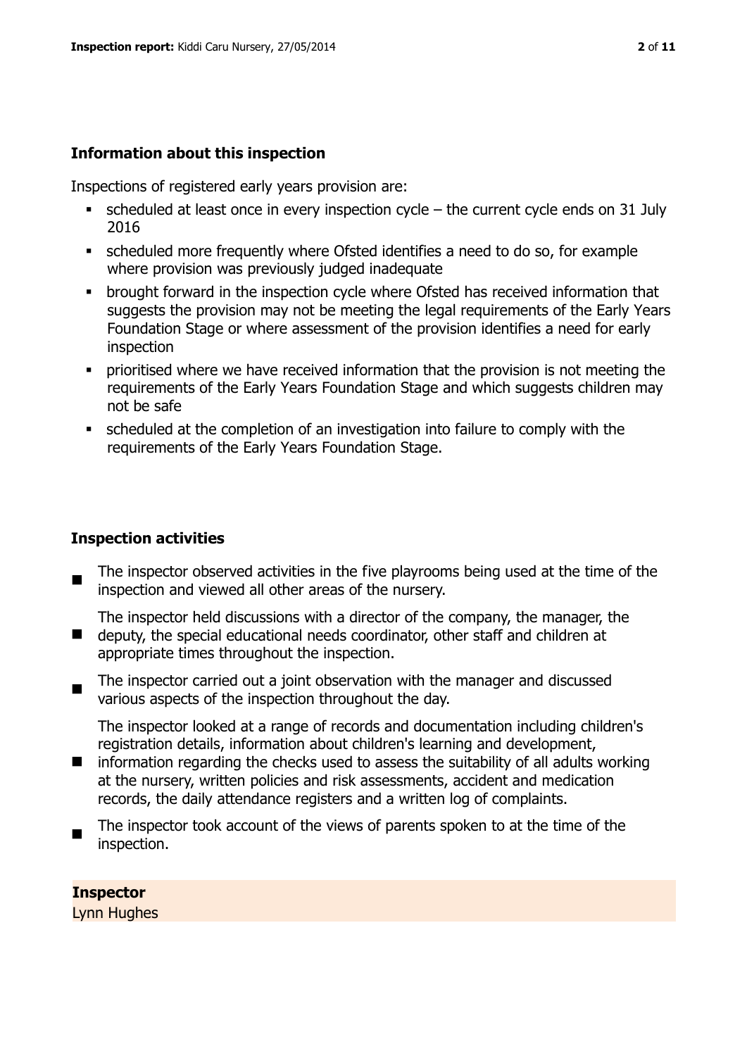## Information about this inspection

Inspections of registered early years provision are:

- scheduled at least once in every inspection cycle – the current cycle ends on 31 July 2016
- scheduled more frequently where Ofsted identifies a need to do so, for example where provision was previously judged inadequate
- brought forward in the inspection cycle where Ofsted has received information that suggests the provision may not be meeting the legal requirements of the Early Years Foundation Stage or where assessment of the provision identifies a need for early inspection
- prioritised where we have received information that the provision is not meeting the requirements of the Early Years Foundation Stage and which suggests children may not be safe
- scheduled at the completion of an investigation into failure to comply with the requirements of the Early Years Foundation Stage.

## Inspection activities

- The inspector observed activities in the five playrooms being used at the time of the inspection and viewed all other areas of the nursery.
- The inspector held discussions with a director of the company, the manager, the deputy, the special educational needs coordinator, other staff and children at appropriate times throughout the inspection.
- The inspector carried out a joint observation with the manager and discussed various aspects of the inspection throughout the day.
- The inspector looked at a range of records and documentation including children's registration details, information about children's learning and development, information regarding the checks used to assess the suitability of all adults working at the nursery, written policies and risk assessments, accident and medication records, the daily attendance registers and a written log of complaints.
- The inspector took account of the views of parents spoken to at the time of the inspection.

**Inspector**

Lynn Hughes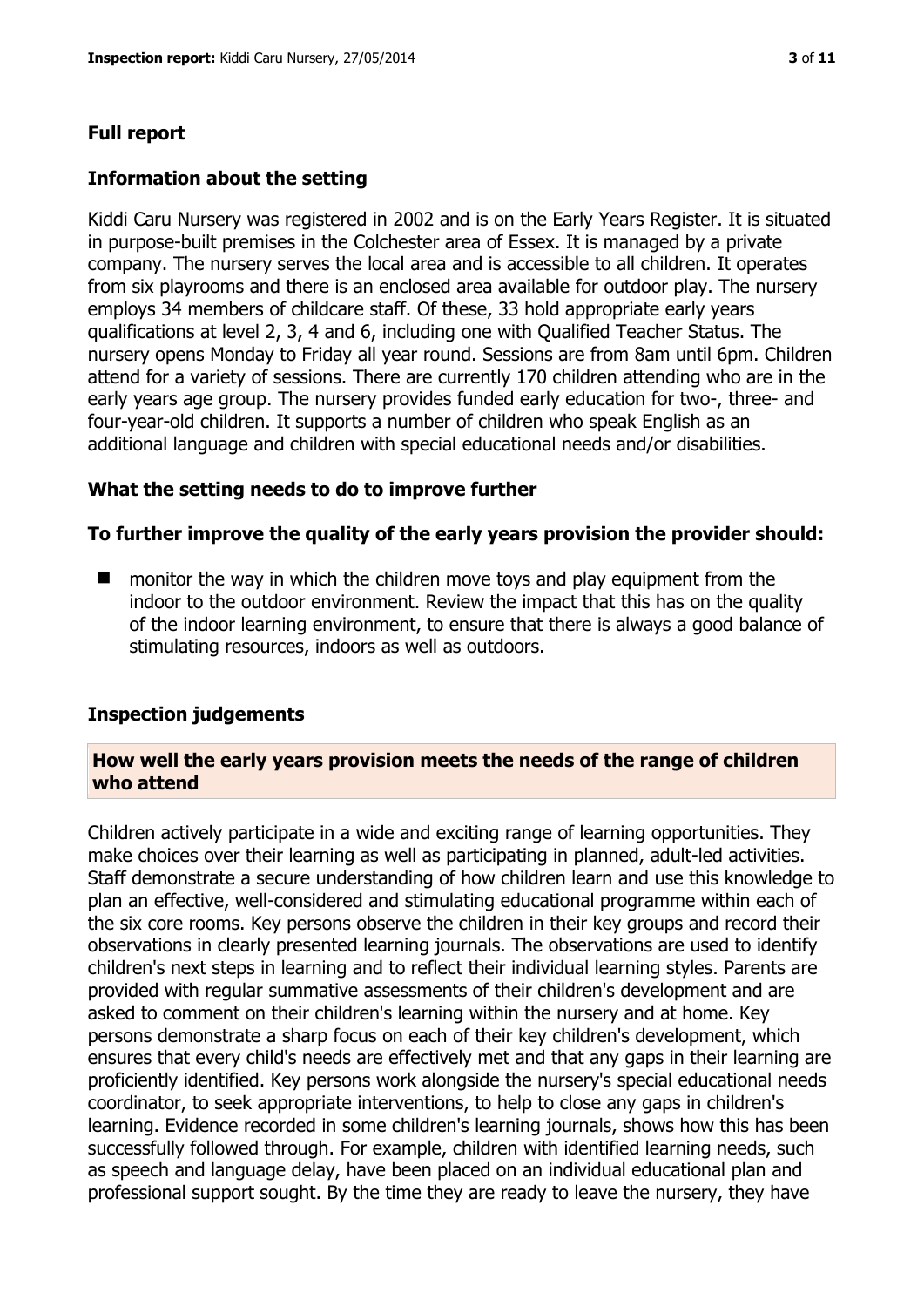## Full report

### Information about the setting

Kiddi Caru Nursery was registered in 2002 and is on the Early Years Register. It is situated in purpose-built premises in the Colchester area of Essex. It is managed by a private company. The nursery serves the local area and is accessible to all children. It operates from six playrooms and there is an enclosed area available for outdoor play. The nursery employs 34 members of childcare staff. Of these, 33 hold appropriate early years qualifications at level 2, 3, 4 and 6, including one with Qualified Teacher Status. The nursery opens Monday to Friday all year round. Sessions are from 8am until 6pm. Children attend for a variety of sessions. There are currently 170 children attending who are in the early years age group. The nursery provides funded early education for two-, three- and four-year-old children. It supports a number of children who speak English as an additional language and children with special educational needs and/or disabilities.

### What the setting needs to do to improve further

#### To further improve the quality of the early years provision the provider should:

- monitor the way in which the children move toys and play equipment from the indoor to the outdoor environment. Review the impact that this has on the quality of the indoor learning environment, to ensure that there is always a good balance of stimulating resources, indoors as well as outdoors.

### Inspection judgements

#### How well the early years provision meets the needs of the range of children who attend

Children actively participate in a wide and exciting range of learning opportunities. They make choices over their learning as well as participating in planned, adult-led activities. Staff demonstrate a secure understanding of how children learn and use this knowledge to plan an effective, well-considered and stimulating educational programme within each of the six core rooms. Key persons observe the children in their key groups and record their observations in clearly presented learning journals. The observations are used to identify children's next steps in learning and to reflect their individual learning styles. Parents are provided with regular summative assessments of their children's development and are asked to comment on their children's learning within the nursery and at home. Key persons demonstrate a sharp focus on each of their key children's development, which ensures that every child's needs are effectively met and that any gaps in their learning are proficiently identified. Key persons work alongside the nursery's special educational needs coordinator, to seek appropriate interventions, to help to close any gaps in children's learning. Evidence recorded in some children's learning journals, shows how this has been successfully followed through. For example, children with identified learning needs, such as speech and language delay, have been placed on an individual educational plan and professional support sought. By the time they are ready to leave the nursery, they have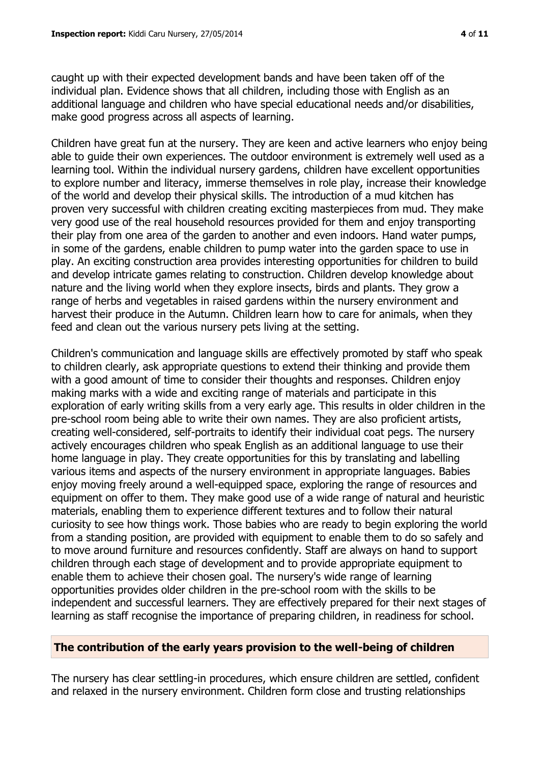caught up with their expected development bands and have been taken off of the individual plan. Evidence shows that all children, including those with English as an additional language and children who have special educational needs and/or disabilities, make good progress across all aspects of learning.

Children have great fun at the nursery. They are keen and active learners who enjoy being able to guide their own experiences. The outdoor environment is extremely well used as a learning tool. Within the individual nursery gardens, children have excellent opportunities to explore number and literacy, immerse themselves in role play, increase their knowledge of the world and develop their physical skills. The introduction of a mud kitchen has proven very successful with children creating exciting masterpieces from mud. They make very good use of the real household resources provided for them and enjoy transporting their play from one area of the garden to another and even indoors. Hand water pumps, in some of the gardens, enable children to pump water into the garden space to use in play. An exciting construction area provides interesting opportunities for children to build and develop intricate games relating to construction. Children develop knowledge about nature and the living world when they explore insects, birds and plants. They grow a range of herbs and vegetables in raised gardens within the nursery environment and harvest their produce in the Autumn. Children learn how to care for animals, when they feed and clean out the various nursery pets living at the setting.

Children's communication and language skills are effectively promoted by staff who speak to children clearly, ask appropriate questions to extend their thinking and provide them with a good amount of time to consider their thoughts and responses. Children enjoy making marks with a wide and exciting range of materials and participate in this exploration of early writing skills from a very early age. This results in older children in the pre-school room being able to write their own names. They are also proficient artists, creating well-considered, self-portraits to identify their individual coat pegs. The nursery actively encourages children who speak English as an additional language to use their home language in play. They create opportunities for this by translating and labelling various items and aspects of the nursery environment in appropriate languages. Babies enjoy moving freely around a well-equipped space, exploring the range of resources and equipment on offer to them. They make good use of a wide range of natural and heuristic materials, enabling them to experience different textures and to follow their natural curiosity to see how things work. Those babies who are ready to begin exploring the world from a standing position, are provided with equipment to enable them to do so safely and to move around furniture and resources confidently. Staff are always on hand to support children through each stage of development and to provide appropriate equipment to enable them to achieve their chosen goal. The nursery's wide range of learning opportunities provides older children in the pre-school room with the skills to be independent and successful learners. They are effectively prepared for their next stages of learning as staff recognise the importance of preparing children, in readiness for school.

## The contribution of the early years provision to the well-being of children

The nursery has clear settling-in procedures, which ensure children are settled, confident and relaxed in the nursery environment. Children form close and trusting relationships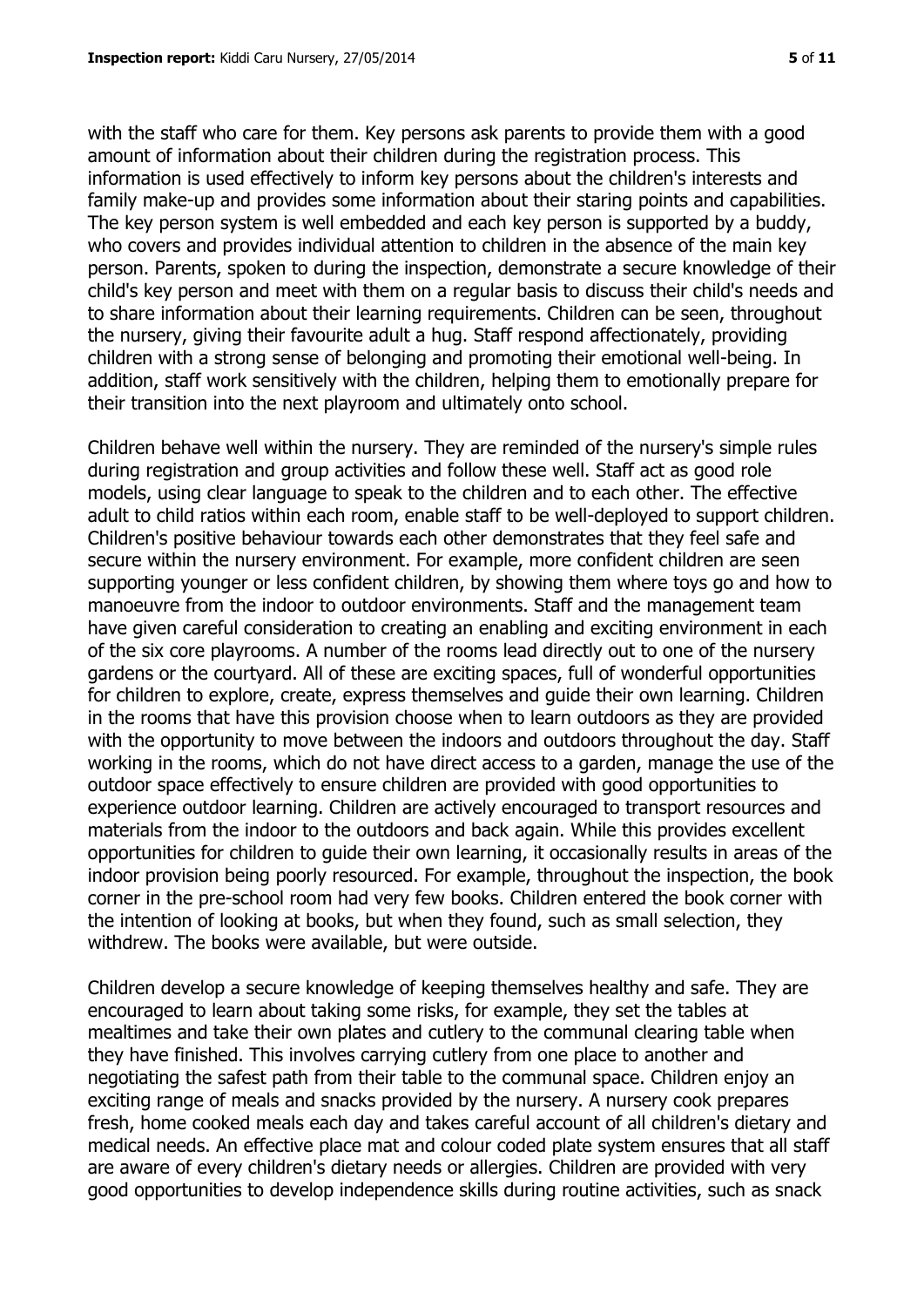with the staff who care for them. Key persons ask parents to provide them with a good amount of information about their children during the registration process. This information is used effectively to inform key persons about the children's interests and family make-up and provides some information about their staring points and capabilities. The key person system is well embedded and each key person is supported by a buddy, who covers and provides individual attention to children in the absence of the main key person. Parents, spoken to during the inspection, demonstrate a secure knowledge of their child's key person and meet with them on a regular basis to discuss their child's needs and to share information about their learning requirements. Children can be seen, throughout the nursery, giving their favourite adult a hug. Staff respond affectionately, providing children with a strong sense of belonging and promoting their emotional well-being. In addition, staff work sensitively with the children, helping them to emotionally prepare for their transition into the next playroom and ultimately onto school.

Children behave well within the nursery. They are reminded of the nursery's simple rules during registration and group activities and follow these well. Staff act as good role models, using clear language to speak to the children and to each other. The effective adult to child ratios within each room, enable staff to be well-deployed to support children. Children's positive behaviour towards each other demonstrates that they feel safe and secure within the nursery environment. For example, more confident children are seen supporting younger or less confident children, by showing them where toys go and how to manoeuvre from the indoor to outdoor environments. Staff and the management team have given careful consideration to creating an enabling and exciting environment in each of the six core playrooms. A number of the rooms lead directly out to one of the nursery gardens or the courtyard. All of these are exciting spaces, full of wonderful opportunities for children to explore, create, express themselves and guide their own learning. Children in the rooms that have this provision choose when to learn outdoors as they are provided with the opportunity to move between the indoors and outdoors throughout the day. Staff working in the rooms, which do not have direct access to a garden, manage the use of the outdoor space effectively to ensure children are provided with good opportunities to experience outdoor learning. Children are actively encouraged to transport resources and materials from the indoor to the outdoors and back again. While this provides excellent opportunities for children to guide their own learning, it occasionally results in areas of the indoor provision being poorly resourced. For example, throughout the inspection, the book corner in the pre-school room had very few books. Children entered the book corner with the intention of looking at books, but when they found, such as small selection, they withdrew. The books were available, but were outside.

Children develop a secure knowledge of keeping themselves healthy and safe. They are encouraged to learn about taking some risks, for example, they set the tables at mealtimes and take their own plates and cutlery to the communal clearing table when they have finished. This involves carrying cutlery from one place to another and negotiating the safest path from their table to the communal space. Children enjoy an exciting range of meals and snacks provided by the nursery. A nursery cook prepares fresh, home cooked meals each day and takes careful account of all children's dietary and medical needs. An effective place mat and colour coded plate system ensures that all staff are aware of every children's dietary needs or allergies. Children are provided with very good opportunities to develop independence skills during routine activities, such as snack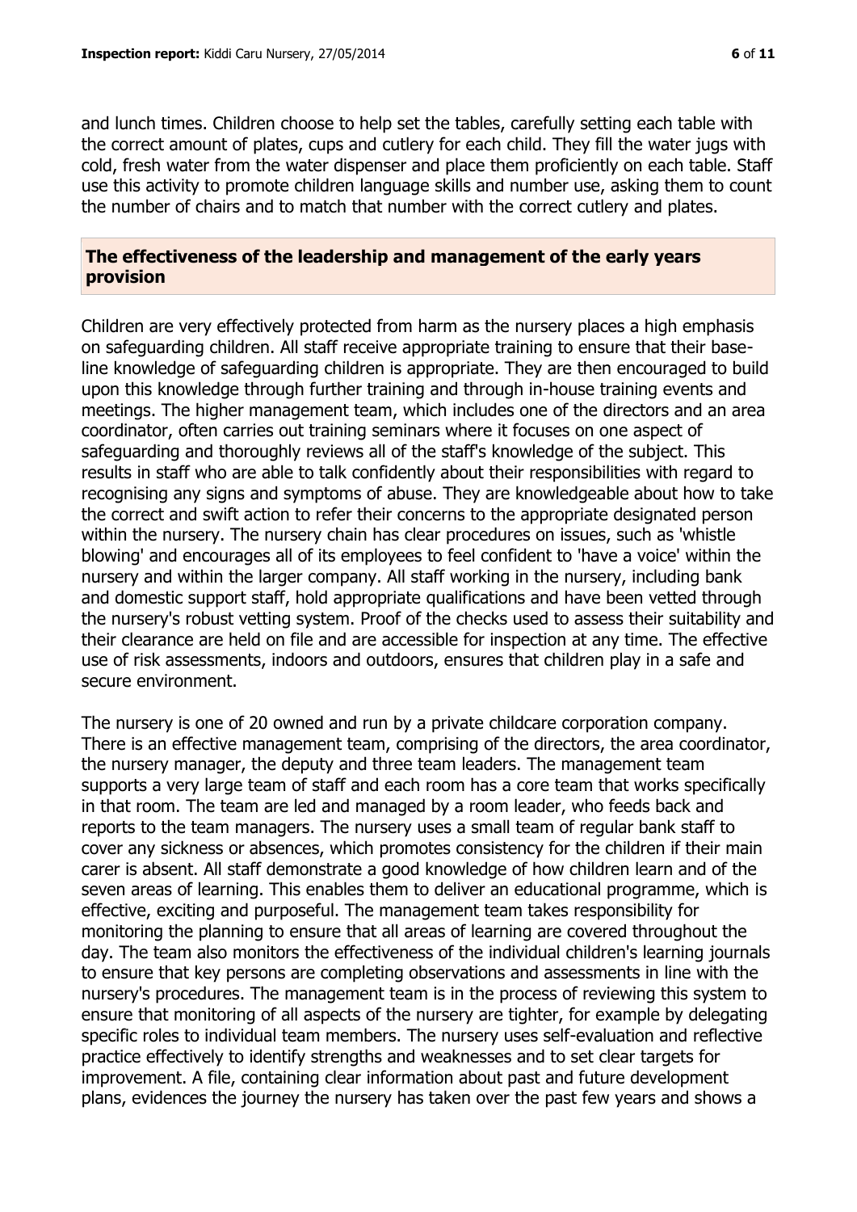and lunch times. Children choose to help set the tables, carefully setting each table with the correct amount of plates, cups and cutlery for each child. They fill the water jugs with cold, fresh water from the water dispenser and place them proficiently on each table. Staff use this activity to promote children language skills and number use, asking them to count the number of chairs and to match that number with the correct cutlery and plates.

## The effectiveness of the leadership and management of the early years provision

Children are very effectively protected from harm as the nursery places a high emphasis on safeguarding children. All staff receive appropriate training to ensure that their base-line knowledge of safeguarding children is appropriate. They are then encouraged to build upon this knowledge through further training and through in-house training events and meetings. The higher management team, which includes one of the directors and an area coordinator, often carries out training seminars where it focuses on one aspect of safeguarding and thoroughly reviews all of the staff's knowledge of the subject. This results in staff who are able to talk confidently about their responsibilities with regard to recognising any signs and symptoms of abuse. They are knowledgeable about how to take the correct and swift action to refer their concerns to the appropriate designated person within the nursery. The nursery chain has clear procedures on issues, such as 'whistle blowing' and encourages all of its employees to feel confident to 'have a voice' within the nursery and within the larger company. All staff working in the nursery, including bank and domestic support staff, hold appropriate qualifications and have been vetted through the nursery's robust vetting system. Proof of the checks used to assess their suitability and their clearance are held on file and are accessible for inspection at any time. The effective use of risk assessments, indoors and outdoors, ensures that children play in a safe and secure environment.

The nursery is one of 20 owned and run by a private childcare corporation company. There is an effective management team, comprising of the directors, the area coordinator, the nursery manager, the deputy and three team leaders. The management team supports a very large team of staff and each room has a core team that works specifically in that room. The team are led and managed by a room leader, who feeds back and reports to the team managers. The nursery uses a small team of regular bank staff to cover any sickness or absences, which promotes consistency for the children if their main carer is absent. All staff demonstrate a good knowledge of how children learn and of the seven areas of learning. This enables them to deliver an educational programme, which is effective, exciting and purposeful. The management team takes responsibility for monitoring the planning to ensure that all areas of learning are covered throughout the day. The team also monitors the effectiveness of the individual children's learning journals to ensure that key persons are completing observations and assessments in line with the nursery's procedures. The management team is in the process of reviewing this system to ensure that monitoring of all aspects of the nursery are tighter, for example by delegating specific roles to individual team members. The nursery uses self-evaluation and reflective practice effectively to identify strengths and weaknesses and to set clear targets for improvement. A file, containing clear information about past and future development plans, evidences the journey the nursery has taken over the past few years and shows a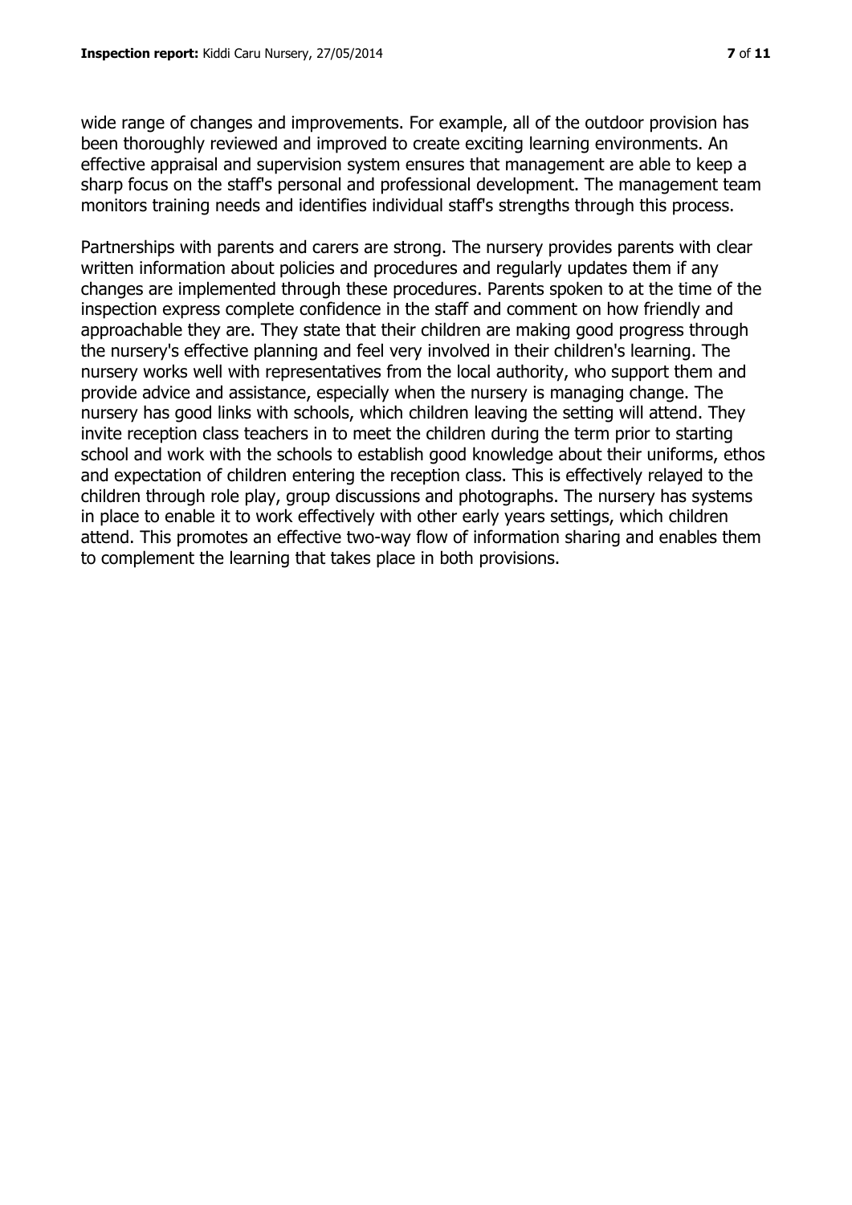wide range of changes and improvements. For example, all of the outdoor provision has been thoroughly reviewed and improved to create exciting learning environments. An effective appraisal and supervision system ensures that management are able to keep a sharp focus on the staff's personal and professional development. The management team monitors training needs and identifies individual staff's strengths through this process.

Partnerships with parents and carers are strong. The nursery provides parents with clear written information about policies and procedures and regularly updates them if any changes are implemented through these procedures. Parents spoken to at the time of the inspection express complete confidence in the staff and comment on how friendly and approachable they are. They state that their children are making good progress through the nursery's effective planning and feel very involved in their children's learning. The nursery works well with representatives from the local authority, who support them and provide advice and assistance, especially when the nursery is managing change. The nursery has good links with schools, which children leaving the setting will attend. They invite reception class teachers in to meet the children during the term prior to starting school and work with the schools to establish good knowledge about their uniforms, ethos and expectation of children entering the reception class. This is effectively relayed to the children through role play, group discussions and photographs. The nursery has systems in place to enable it to work effectively with other early years settings, which children attend. This promotes an effective two-way flow of information sharing and enables them to complement the learning that takes place in both provisions.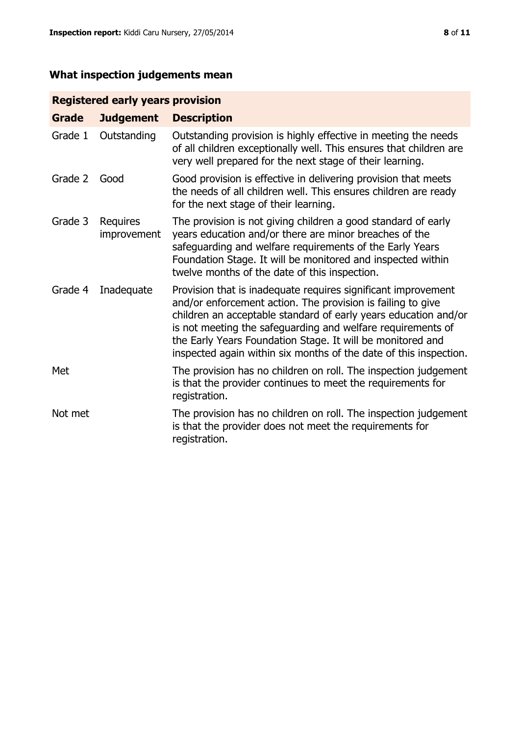## What inspection judgements mean

| Registered early years provision | | |
|---|---|---|
| **Grade** | **Judgement** | **Description** |
| Grade 1 | Outstanding | Outstanding provision is highly effective in meeting the needs of all children exceptionally well. This ensures that children are very well prepared for the next stage of their learning. |
| Grade 2 | Good | Good provision is effective in delivering provision that meets the needs of all children well. This ensures children are ready for the next stage of their learning. |
| Grade 3 | Requires improvement | The provision is not giving children a good standard of early years education and/or there are minor breaches of the safeguarding and welfare requirements of the Early Years Foundation Stage. It will be monitored and inspected within twelve months of the date of this inspection. |
| Grade 4 | Inadequate | Provision that is inadequate requires significant improvement and/or enforcement action. The provision is failing to give children an acceptable standard of early years education and/or is not meeting the safeguarding and welfare requirements of the Early Years Foundation Stage. It will be monitored and inspected again within six months of the date of this inspection. |
| Met | | The provision has no children on roll. The inspection judgement is that the provider continues to meet the requirements for registration. |
| Not met | | The provision has no children on roll. The inspection judgement is that the provider does not meet the requirements for registration. |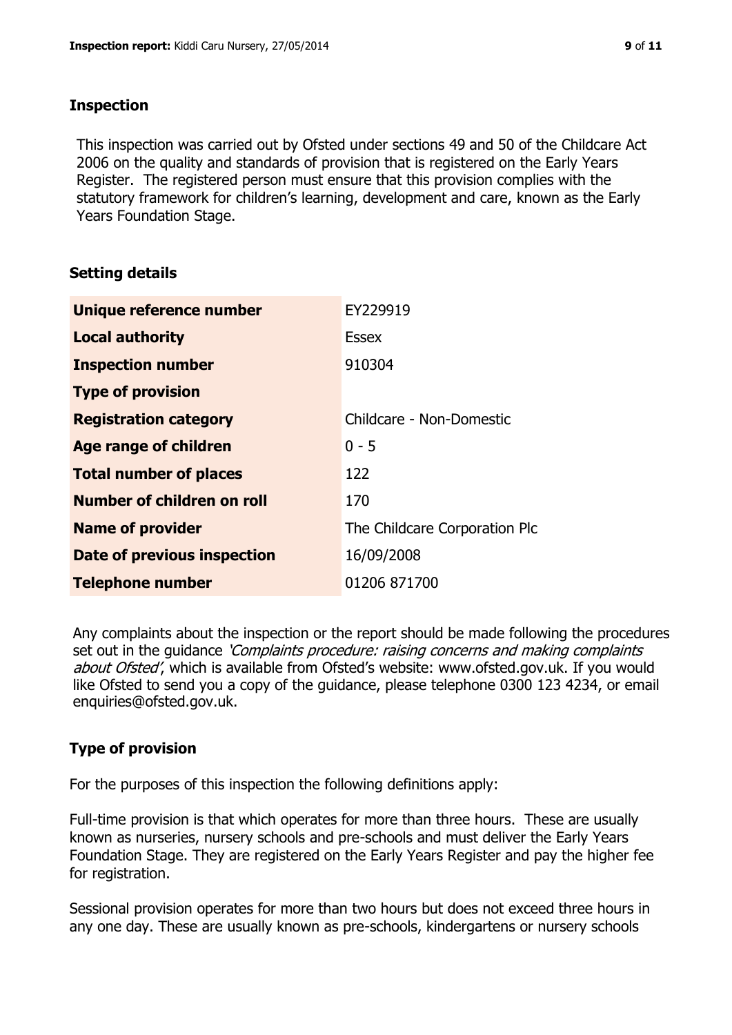## Inspection

This inspection was carried out by Ofsted under sections 49 and 50 of the Childcare Act 2006 on the quality and standards of provision that is registered on the Early Years Register. The registered person must ensure that this provision complies with the statutory framework for children's learning, development and care, known as the Early Years Foundation Stage.

## Setting details

| | |
|---|---|
| **Unique reference number** | EY229919 |
| **Local authority** | Essex |
| **Inspection number** | 910304 |
| **Type of provision** | |
| **Registration category** | Childcare - Non-Domestic |
| **Age range of children** | 0 - 5 |
| **Total number of places** | 122 |
| **Number of children on roll** | 170 |
| **Name of provider** | The Childcare Corporation Plc |
| **Date of previous inspection** | 16/09/2008 |
| **Telephone number** | 01206 871700 |

Any complaints about the inspection or the report should be made following the procedures set out in the guidance *'Complaints procedure: raising concerns and making complaints about Ofsted'*, which is available from Ofsted's website: www.ofsted.gov.uk. If you would like Ofsted to send you a copy of the guidance, please telephone 0300 123 4234, or email enquiries@ofsted.gov.uk.

## Type of provision

For the purposes of this inspection the following definitions apply:

Full-time provision is that which operates for more than three hours. These are usually known as nurseries, nursery schools and pre-schools and must deliver the Early Years Foundation Stage. They are registered on the Early Years Register and pay the higher fee for registration.

Sessional provision operates for more than two hours but does not exceed three hours in any one day. These are usually known as pre-schools, kindergartens or nursery schools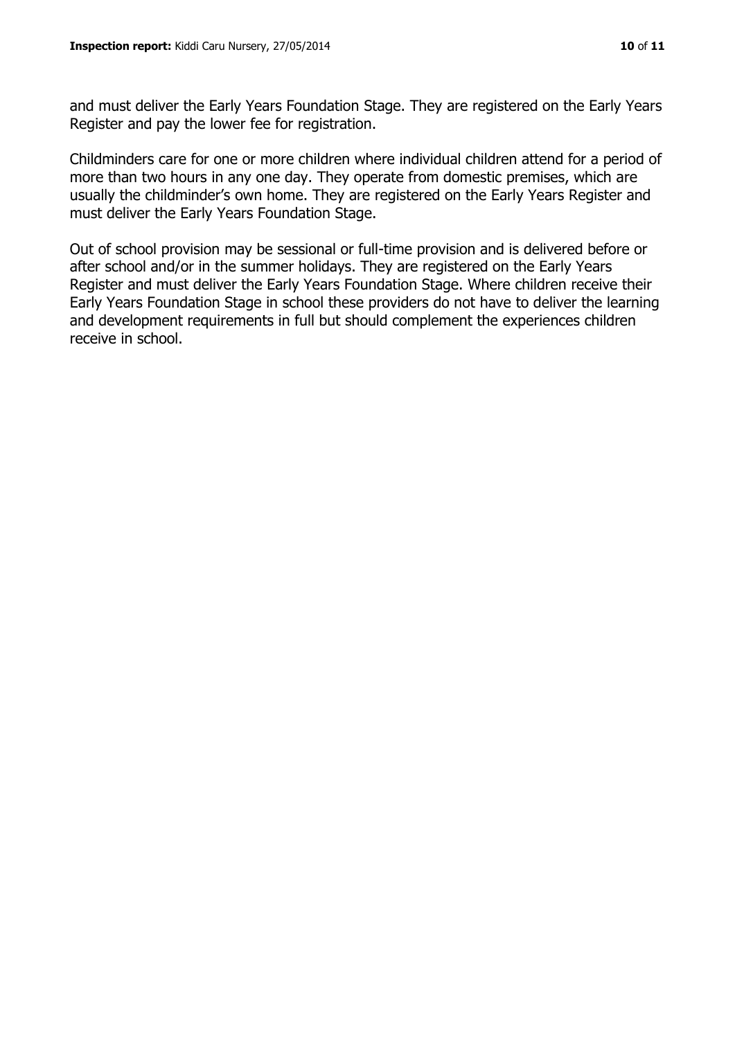and must deliver the Early Years Foundation Stage. They are registered on the Early Years Register and pay the lower fee for registration.

Childminders care for one or more children where individual children attend for a period of more than two hours in any one day. They operate from domestic premises, which are usually the childminder's own home. They are registered on the Early Years Register and must deliver the Early Years Foundation Stage.

Out of school provision may be sessional or full-time provision and is delivered before or after school and/or in the summer holidays. They are registered on the Early Years Register and must deliver the Early Years Foundation Stage. Where children receive their Early Years Foundation Stage in school these providers do not have to deliver the learning and development requirements in full but should complement the experiences children receive in school.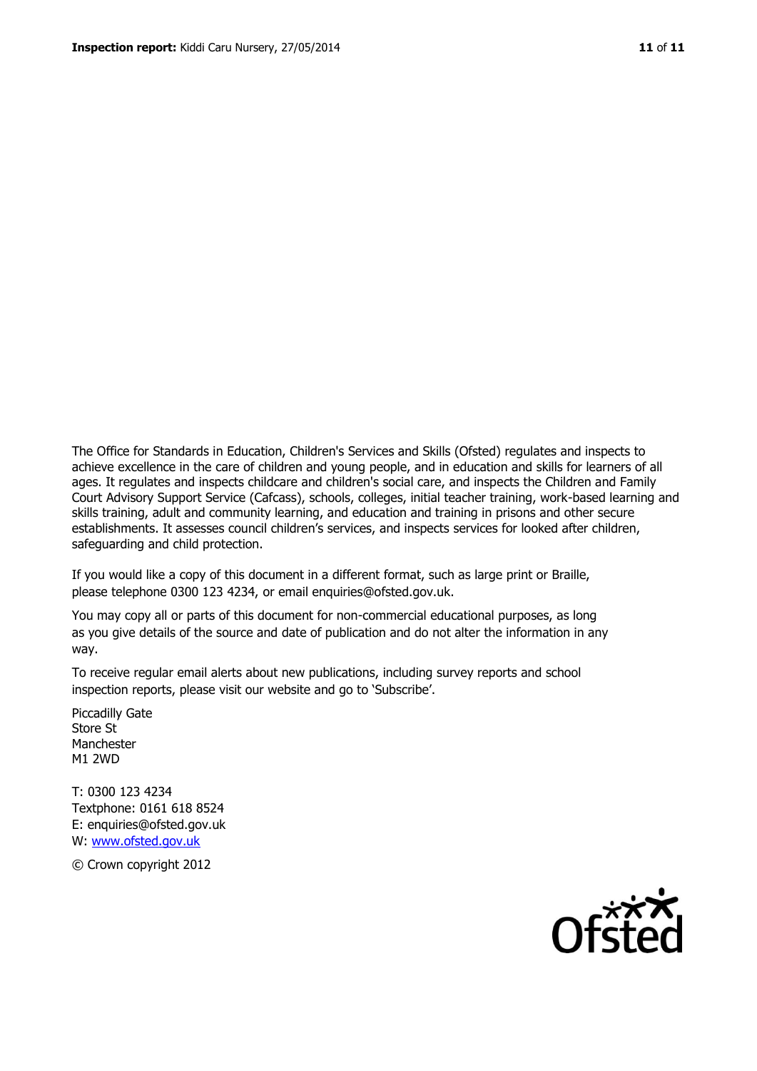The Office for Standards in Education, Children's Services and Skills (Ofsted) regulates and inspects to achieve excellence in the care of children and young people, and in education and skills for learners of all ages. It regulates and inspects childcare and children's social care, and inspects the Children and Family Court Advisory Support Service (Cafcass), schools, colleges, initial teacher training, work-based learning and skills training, adult and community learning, and education and training in prisons and other secure establishments. It assesses council children's services, and inspects services for looked after children, safeguarding and child protection.

If you would like a copy of this document in a different format, such as large print or Braille, please telephone 0300 123 4234, or email enquiries@ofsted.gov.uk.

You may copy all or parts of this document for non-commercial educational purposes, as long as you give details of the source and date of publication and do not alter the information in any way.

To receive regular email alerts about new publications, including survey reports and school inspection reports, please visit our website and go to 'Subscribe'.

Piccadilly Gate
Store St
Manchester
M1 2WD

T: 0300 123 4234
Textphone: 0161 618 8524
E: enquiries@ofsted.gov.uk
W: www.ofsted.gov.uk

© Crown copyright 2012

Ofsted